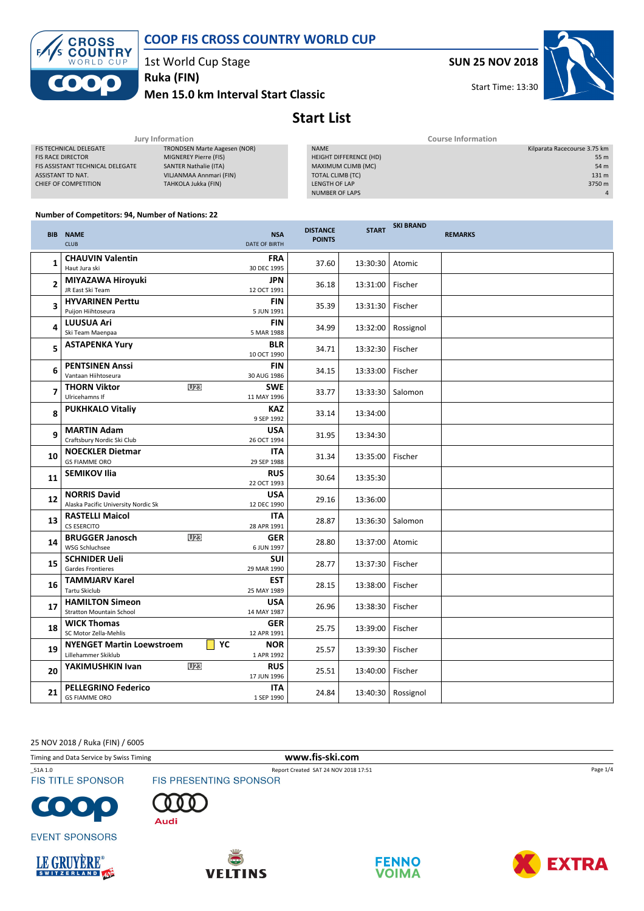# COOP FIS CROSS COUNTRY WORLD CUP

1st World Cup Stage

**Ruka (FIN)**

**Men 15.0 km Interval Start Classic**

**SUN 25 NOV 2018**

Start Time: 13:30

## Start List

| Jury Information | |
|---|---|
| FIS TECHNICAL DELEGATE | TRONDSEN Marte Aagesen (NOR) |
| FIS RACE DIRECTOR | MIGNEREY Pierre (FIS) |
| FIS ASSISTANT TECHNICAL DELEGATE | SANTER Nathalie (ITA) |
| ASSISTANT TD NAT. | VILJANMAA Annmari (FIN) |
| CHIEF OF COMPETITION | TAHKOLA Jukka (FIN) |

| Course Information | |
|---|---|
| NAME | Kilparata Racecourse 3.75 km |
| HEIGHT DIFFERENCE (HD) | 55 m |
| MAXIMUM CLIMB (MC) | 54 m |
| TOTAL CLIMB (TC) | 131 m |
| LENGTH OF LAP | 3750 m |
| NUMBER OF LAPS | 4 |

**Number of Competitors: 94, Number of Nations: 22**

| BIB | NAME / CLUB | | NSA / DATE OF BIRTH | DISTANCE POINTS | START | SKI BRAND | REMARKS |
|---|---|---|---|---|---|---|---|
| 1 | **CHAUVIN Valentin** Haut Jura ski | | **FRA** 30 DEC 1995 | 37.60 | 13:30:30 | Atomic | |
| 2 | **MIYAZAWA Hiroyuki** JR East Ski Team | | **JPN** 12 OCT 1991 | 36.18 | 13:31:00 | Fischer | |
| 3 | **HYVARINEN Perttu** Puijon Hiihtoseura | | **FIN** 5 JUN 1991 | 35.39 | 13:31:30 | Fischer | |
| 4 | **LUUSUA Ari** Ski Team Maenpaa | | **FIN** 5 MAR 1988 | 34.99 | 13:32:00 | Rossignol | |
| 5 | **ASTAPENKA Yury** | | **BLR** 10 OCT 1990 | 34.71 | 13:32:30 | Fischer | |
| 6 | **PENTSINEN Anssi** Vantaan Hiihtoseura | | **FIN** 30 AUG 1986 | 34.15 | 13:33:00 | Fischer | |
| 7 | **THORN Viktor** Ulricehamns If | U23 | **SWE** 11 MAY 1996 | 33.77 | 13:33:30 | Salomon | |
| 8 | **PUKHKALO Vitaliy** | | **KAZ** 9 SEP 1992 | 33.14 | 13:34:00 | | |
| 9 | **MARTIN Adam** Craftsbury Nordic Ski Club | | **USA** 26 OCT 1994 | 31.95 | 13:34:30 | | |
| 10 | **NOECKLER Dietmar** GS FIAMME ORO | | **ITA** 29 SEP 1988 | 31.34 | 13:35:00 | Fischer | |
| 11 | **SEMIKOV Ilia** | | **RUS** 22 OCT 1993 | 30.64 | 13:35:30 | | |
| 12 | **NORRIS David** Alaska Pacific University Nordic Sk | | **USA** 12 DEC 1990 | 29.16 | 13:36:00 | | |
| 13 | **RASTELLI Maicol** CS ESERCITO | | **ITA** 28 APR 1991 | 28.87 | 13:36:30 | Salomon | |
| 14 | **BRUGGER Janosch** WSG Schluchsee | U23 | **GER** 6 JUN 1997 | 28.80 | 13:37:00 | Atomic | |
| 15 | **SCHNIDER Ueli** Gardes Frontieres | | **SUI** 29 MAR 1990 | 28.77 | 13:37:30 | Fischer | |
| 16 | **TAMMJARV Karel** Tartu Skiclub | | **EST** 25 MAY 1989 | 28.15 | 13:38:00 | Fischer | |
| 17 | **HAMILTON Simeon** Stratton Mountain School | | **USA** 14 MAY 1987 | 26.96 | 13:38:30 | Fischer | |
| 18 | **WICK Thomas** SC Motor Zella-Mehlis | | **GER** 12 APR 1991 | 25.75 | 13:39:00 | Fischer | |
| 19 | **NYENGET Martin Loewstroem** Lillehammer Skiklub | YC | **NOR** 1 APR 1992 | 25.57 | 13:39:30 | Fischer | |
| 20 | **YAKIMUSHKIN Ivan** | U23 | **RUS** 17 JUN 1996 | 25.51 | 13:40:00 | Fischer | |
| 21 | **PELLEGRINO Federico** GS FIAMME ORO | | **ITA** 1 SEP 1990 | 24.84 | 13:40:30 | Rossignol | |

25 NOV 2018 / Ruka (FIN) / 6005

Timing and Data Service by Swiss Timing

www.fis-ski.com

_51A 1.0 Report Created SAT 24 NOV 2018 17:51

FIS TITLE SPONSOR

FIS PRESENTING SPONSOR

EVENT SPONSORS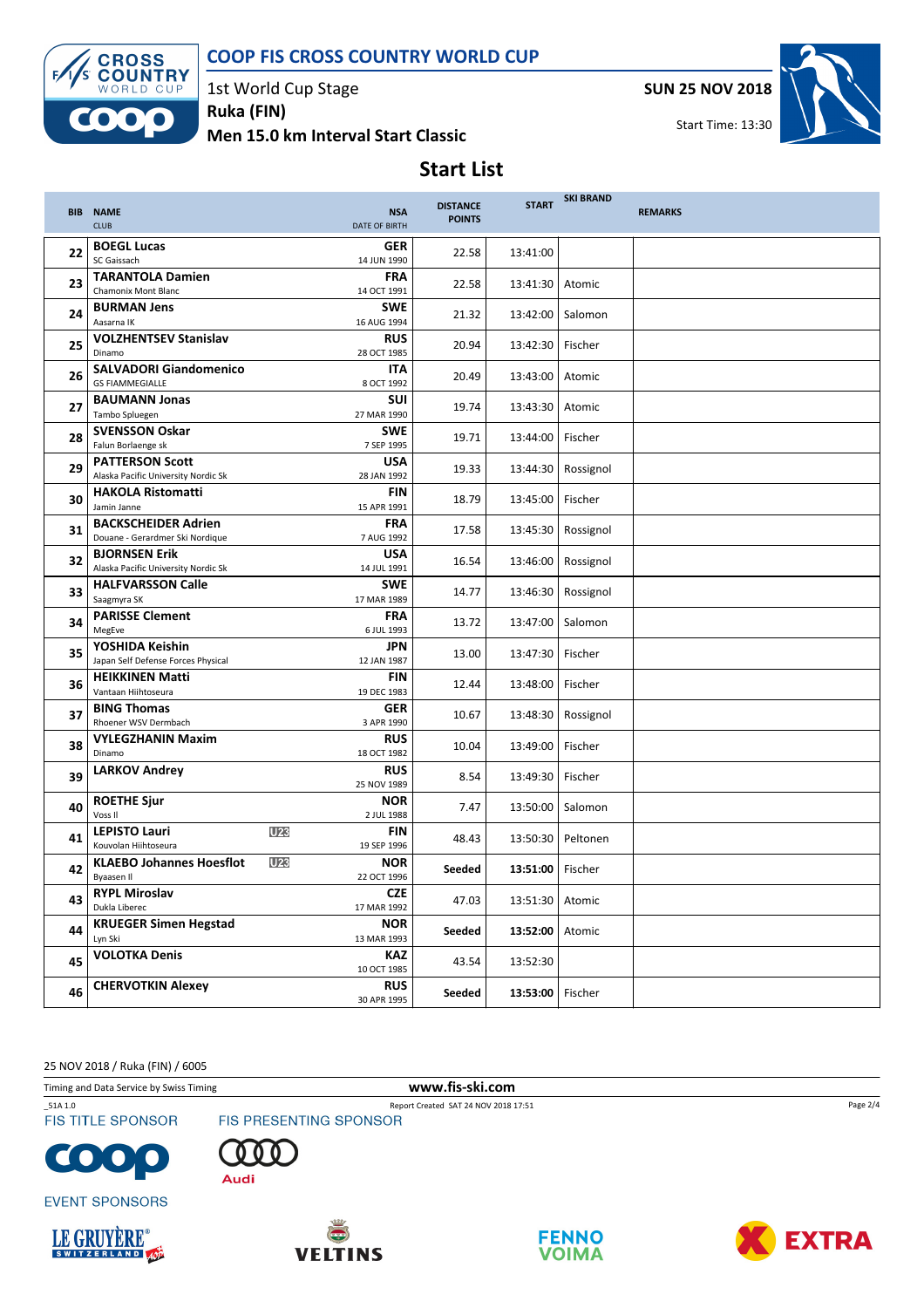# COOP FIS CROSS COUNTRY WORLD CUP

1st World Cup Stage

**Ruka (FIN)**

**Men 15.0 km Interval Start Classic**

**SUN 25 NOV 2018**

Start Time: 13:30

## Start List

| BIB | NAME / CLUB | NSA / DATE OF BIRTH | DISTANCE POINTS | START | SKI BRAND | REMARKS |
|---|---|---|---|---|---|---|
| 22 | **BOEGL Lucas**<br>SC Gaissach | **GER**<br>14 JUN 1990 | 22.58 | 13:41:00 | | |
| 23 | **TARANTOLA Damien**<br>Chamonix Mont Blanc | **FRA**<br>14 OCT 1991 | 22.58 | 13:41:30 | Atomic | |
| 24 | **BURMAN Jens**<br>Aasarna IK | **SWE**<br>16 AUG 1994 | 21.32 | 13:42:00 | Salomon | |
| 25 | **VOLZHENTSEV Stanislav**<br>Dinamo | **RUS**<br>28 OCT 1985 | 20.94 | 13:42:30 | Fischer | |
| 26 | **SALVADORI Giandomenico**<br>GS FIAMMEGIALLE | **ITA**<br>8 OCT 1992 | 20.49 | 13:43:00 | Atomic | |
| 27 | **BAUMANN Jonas**<br>Tambo Spluegen | **SUI**<br>27 MAR 1990 | 19.74 | 13:43:30 | Atomic | |
| 28 | **SVENSSON Oskar**<br>Falun Borlaenge sk | **SWE**<br>7 SEP 1995 | 19.71 | 13:44:00 | Fischer | |
| 29 | **PATTERSON Scott**<br>Alaska Pacific University Nordic Sk | **USA**<br>28 JAN 1992 | 19.33 | 13:44:30 | Rossignol | |
| 30 | **HAKOLA Ristomatti**<br>Jamin Janne | **FIN**<br>15 APR 1991 | 18.79 | 13:45:00 | Fischer | |
| 31 | **BACKSCHEIDER Adrien**<br>Douane - Gerardmer Ski Nordique | **FRA**<br>7 AUG 1992 | 17.58 | 13:45:30 | Rossignol | |
| 32 | **BJORNSEN Erik**<br>Alaska Pacific University Nordic Sk | **USA**<br>14 JUL 1991 | 16.54 | 13:46:00 | Rossignol | |
| 33 | **HALFVARSSON Calle**<br>Saagmyra SK | **SWE**<br>17 MAR 1989 | 14.77 | 13:46:30 | Rossignol | |
| 34 | **PARISSE Clement**<br>MegEve | **FRA**<br>6 JUL 1993 | 13.72 | 13:47:00 | Salomon | |
| 35 | **YOSHIDA Keishin**<br>Japan Self Defense Forces Physical | **JPN**<br>12 JAN 1987 | 13.00 | 13:47:30 | Fischer | |
| 36 | **HEIKKINEN Matti**<br>Vantaan Hiihtoseura | **FIN**<br>19 DEC 1983 | 12.44 | 13:48:00 | Fischer | |
| 37 | **BING Thomas**<br>Rhoener WSV Dermbach | **GER**<br>3 APR 1990 | 10.67 | 13:48:30 | Rossignol | |
| 38 | **VYLEGZHANIN Maxim**<br>Dinamo | **RUS**<br>18 OCT 1982 | 10.04 | 13:49:00 | Fischer | |
| 39 | **LARKOV Andrey** | **RUS**<br>25 NOV 1989 | 8.54 | 13:49:30 | Fischer | |
| 40 | **ROETHE Sjur**<br>Voss Il | **NOR**<br>2 JUL 1988 | 7.47 | 13:50:00 | Salomon | |
| 41 | **LEPISTO Lauri** U23<br>Kouvolan Hiihtoseura | **FIN**<br>19 SEP 1996 | 48.43 | 13:50:30 | Peltonen | |
| 42 | **KLAEBO Johannes Hoesflot** U23<br>Byaasen Il | **NOR**<br>22 OCT 1996 | **Seeded** | **13:51:00** | Fischer | |
| 43 | **RYPL Miroslav**<br>Dukla Liberec | **CZE**<br>17 MAR 1992 | 47.03 | 13:51:30 | Atomic | |
| 44 | **KRUEGER Simen Hegstad**<br>Lyn Ski | **NOR**<br>13 MAR 1993 | **Seeded** | **13:52:00** | Atomic | |
| 45 | **VOLOTKA Denis** | **KAZ**<br>10 OCT 1985 | 43.54 | 13:52:30 | | |
| 46 | **CHERVOTKIN Alexey** | **RUS**<br>30 APR 1995 | **Seeded** | **13:53:00** | Fischer | |

25 NOV 2018 / Ruka (FIN) / 6005

Timing and Data Service by Swiss Timing — www.fis-ski.com

_51A 1.0 — Report Created SAT 24 NOV 2018 17:51

FIS TITLE SPONSOR: COOP — FIS PRESENTING SPONSOR: Audi

EVENT SPONSORS: LE GRUYÈRE SWITZERLAND AOP, VELTINS, FENNO VOIMA, EXTRA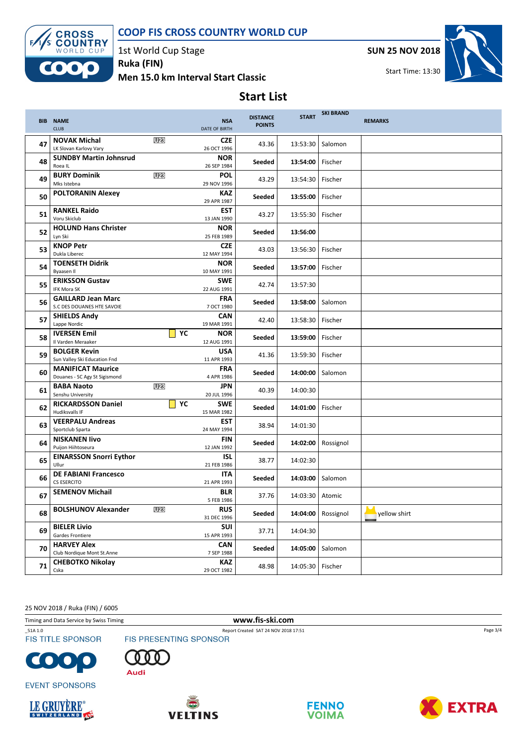# COOP FIS CROSS COUNTRY WORLD CUP

1st World Cup Stage
Ruka (FIN)
Men 15.0 km Interval Start Classic

**SUN 25 NOV 2018**

Start Time: 13:30

## Start List

| BIB | NAME / CLUB | | NSA / DATE OF BIRTH | DISTANCE POINTS | START | SKI BRAND | REMARKS |
|---|---|---|---|---|---|---|---|
| 47 | **NOVAK Michal** LK Slovan Karlovy Vary | U23 | **CZE** 26 OCT 1996 | 43.36 | 13:53:30 | Salomon | |
| 48 | **SUNDBY Martin Johnsrud** Roea IL | | **NOR** 26 SEP 1984 | **Seeded** | **13:54:00** | Fischer | |
| 49 | **BURY Dominik** Mks Istebna | U23 | **POL** 29 NOV 1996 | 43.29 | 13:54:30 | Fischer | |
| 50 | **POLTORANIN Alexey** | | **KAZ** 29 APR 1987 | **Seeded** | **13:55:00** | Fischer | |
| 51 | **RANKEL Raido** Voru Skiclub | | **EST** 13 JAN 1990 | 43.27 | 13:55:30 | Fischer | |
| 52 | **HOLUND Hans Christer** Lyn Ski | | **NOR** 25 FEB 1989 | **Seeded** | **13:56:00** | | |
| 53 | **KNOP Petr** Dukla Liberec | | **CZE** 12 MAY 1994 | 43.03 | 13:56:30 | Fischer | |
| 54 | **TOENSETH Didrik** Byaasen Il | | **NOR** 10 MAY 1991 | **Seeded** | **13:57:00** | Fischer | |
| 55 | **ERIKSSON Gustav** IFK Mora SK | | **SWE** 22 AUG 1991 | 42.74 | 13:57:30 | | |
| 56 | **GAILLARD Jean Marc** S.C DES DOUANES HTE SAVOIE | | **FRA** 7 OCT 1980 | **Seeded** | **13:58:00** | Salomon | |
| 57 | **SHIELDS Andy** Lappe Nordic | | **CAN** 19 MAR 1991 | 42.40 | 13:58:30 | Fischer | |
| 58 | **IVERSEN Emil** Il Varden Meraaker | YC | **NOR** 12 AUG 1991 | **Seeded** | **13:59:00** | Fischer | |
| 59 | **BOLGER Kevin** Sun Valley Ski Education Fnd | | **USA** 11 APR 1993 | 41.36 | 13:59:30 | Fischer | |
| 60 | **MANIFICAT Maurice** Douanes - SC Agy St Sigismond | | **FRA** 4 APR 1986 | **Seeded** | **14:00:00** | Salomon | |
| 61 | **BABA Naoto** Senshu University | U23 | **JPN** 20 JUL 1996 | 40.39 | 14:00:30 | | |
| 62 | **RICKARDSSON Daniel** Hudiksvalls IF | YC | **SWE** 15 MAR 1982 | **Seeded** | **14:01:00** | Fischer | |
| 63 | **VEERPALU Andreas** Sportclub Sparta | | **EST** 24 MAY 1994 | 38.94 | 14:01:30 | | |
| 64 | **NISKANEN Iivo** Puijon Hiihtoseura | | **FIN** 12 JAN 1992 | **Seeded** | **14:02:00** | Rossignol | |
| 65 | **EINARSSON Snorri Eythor** Ullur | | **ISL** 21 FEB 1986 | 38.77 | 14:02:30 | | |
| 66 | **DE FABIANI Francesco** CS ESERCITO | | **ITA** 21 APR 1993 | **Seeded** | **14:03:00** | Salomon | |
| 67 | **SEMENOV Michail** | | **BLR** 5 FEB 1986 | 37.76 | 14:03:30 | Atomic | |
| 68 | **BOLSHUNOV Alexander** | U23 | **RUS** 31 DEC 1996 | **Seeded** | **14:04:00** | Rossignol | yellow shirt |
| 69 | **BIELER Livio** Gardes Frontiere | | **SUI** 15 APR 1993 | 37.71 | 14:04:30 | | |
| 70 | **HARVEY Alex** Club Nordique Mont St.Anne | | **CAN** 7 SEP 1988 | **Seeded** | **14:05:00** | Salomon | |
| 71 | **CHEBOTKO Nikolay** Cska | | **KAZ** 29 OCT 1982 | 48.98 | 14:05:30 | Fischer | |

25 NOV 2018 / Ruka (FIN) / 6005

Timing and Data Service by Swiss Timing — www.fis-ski.com

_51A 1.0 — Report Created SAT 24 NOV 2018 17:51

FIS TITLE SPONSOR: COOP — FIS PRESENTING SPONSOR: Audi

EVENT SPONSORS: LE GRUYÈRE SWITZERLAND AOP, VELTINS, FENNOVOIMA, EXTRA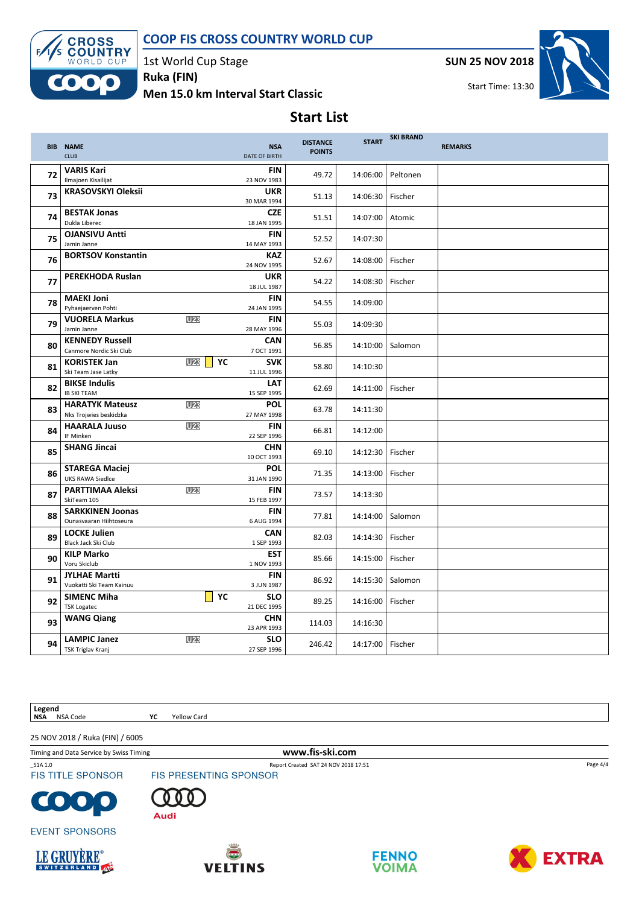# COOP FIS CROSS COUNTRY WORLD CUP

1st World Cup Stage
**Ruka (FIN)**
**Men 15.0 km Interval Start Classic**

**SUN 25 NOV 2018**

Start Time: 13:30

## Start List

| BIB | NAME / CLUB | | NSA / DATE OF BIRTH | DISTANCE POINTS | START | SKI BRAND | REMARKS |
|---|---|---|---|---|---|---|---|
| 72 | **VARIS Kari** Ilmajoen Kisailijat | | **FIN** 23 NOV 1983 | 49.72 | 14:06:00 | Peltonen | |
| 73 | **KRASOVSKYI Oleksii** | | **UKR** 30 MAR 1994 | 51.13 | 14:06:30 | Fischer | |
| 74 | **BESTAK Jonas** Dukla Liberec | | **CZE** 18 JAN 1995 | 51.51 | 14:07:00 | Atomic | |
| 75 | **OJANSIVU Antti** Jamin Janne | | **FIN** 14 MAY 1993 | 52.52 | 14:07:30 | | |
| 76 | **BORTSOV Konstantin** | | **KAZ** 24 NOV 1995 | 52.67 | 14:08:00 | Fischer | |
| 77 | **PEREKHODA Ruslan** | | **UKR** 18 JUL 1987 | 54.22 | 14:08:30 | Fischer | |
| 78 | **MAEKI Joni** Pyhaejaerven Pohti | | **FIN** 24 JAN 1995 | 54.55 | 14:09:00 | | |
| 79 | **VUORELA Markus** Jamin Janne | U23 | **FIN** 28 MAY 1996 | 55.03 | 14:09:30 | | |
| 80 | **KENNEDY Russell** Canmore Nordic Ski Club | | **CAN** 7 OCT 1991 | 56.85 | 14:10:00 | Salomon | |
| 81 | **KORISTEK Jan** Ski Team Jase Latky | U23 YC | **SVK** 11 JUL 1996 | 58.80 | 14:10:30 | | |
| 82 | **BIKSE Indulis** IB SKI TEAM | | **LAT** 15 SEP 1995 | 62.69 | 14:11:00 | Fischer | |
| 83 | **HARATYK Mateusz** Nks Trojwies beskidzka | U23 | **POL** 27 MAY 1998 | 63.78 | 14:11:30 | | |
| 84 | **HAARALA Juuso** IF Minken | U23 | **FIN** 22 SEP 1996 | 66.81 | 14:12:00 | | |
| 85 | **SHANG Jincai** | | **CHN** 10 OCT 1993 | 69.10 | 14:12:30 | Fischer | |
| 86 | **STAREGA Maciej** UKS RAWA Siedlce | | **POL** 31 JAN 1990 | 71.35 | 14:13:00 | Fischer | |
| 87 | **PARTTIMAA Aleksi** SkiTeam 105 | U23 | **FIN** 15 FEB 1997 | 73.57 | 14:13:30 | | |
| 88 | **SARKKINEN Joonas** Ounasvaaran Hiihtoseura | | **FIN** 6 AUG 1994 | 77.81 | 14:14:00 | Salomon | |
| 89 | **LOCKE Julien** Black Jack Ski Club | | **CAN** 1 SEP 1993 | 82.03 | 14:14:30 | Fischer | |
| 90 | **KILP Marko** Voru Skiclub | | **EST** 1 NOV 1993 | 85.66 | 14:15:00 | Fischer | |
| 91 | **JYLHAE Martti** Vuokatti Ski Team Kainuu | | **FIN** 3 JUN 1987 | 86.92 | 14:15:30 | Salomon | |
| 92 | **SIMENC Miha** TSK Logatec | YC | **SLO** 21 DEC 1995 | 89.25 | 14:16:00 | Fischer | |
| 93 | **WANG Qiang** | | **CHN** 23 APR 1993 | 114.03 | 14:16:30 | | |
| 94 | **LAMPIC Janez** TSK Triglav Kranj | U23 | **SLO** 27 SEP 1996 | 246.42 | 14:17:00 | Fischer | |

**Legend**
**NSA** NSA Code **YC** Yellow Card

25 NOV 2018 / Ruka (FIN) / 6005

Timing and Data Service by Swiss Timing

**www.fis-ski.com**

_51A 1.0 Report Created SAT 24 NOV 2018 17:51

FIS TITLE SPONSOR FIS PRESENTING SPONSOR

EVENT SPONSORS